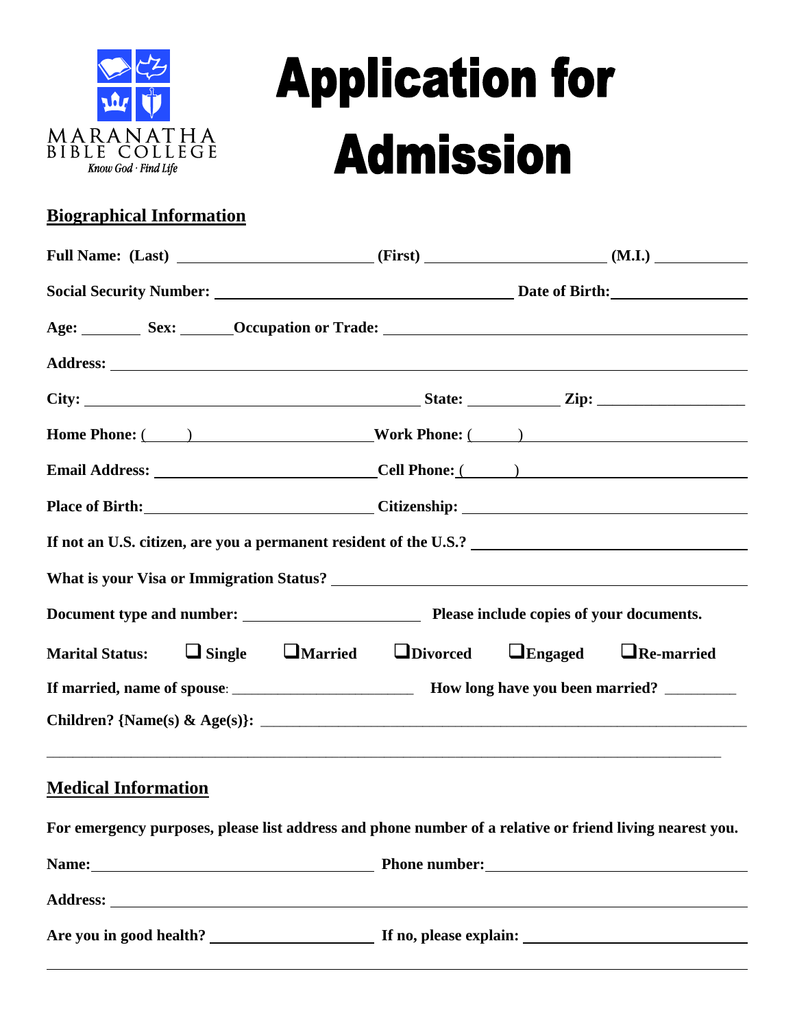MARANATHA
BIBLE COLLEGE
*Know God · Find Life*

# Application for Admission

## Biographical Information

**Full Name: (Last)** ________________________ **(First)** ______________________ **(M.I.)** ___________

**Social Security Number:** ______________________________________ **Date of Birth:** ________________

**Age:** _______ **Sex:** ______ **Occupation or Trade:** ______________________________________________

**Address:** ____________________________________________________________________________

**City:** ________________________________________ **State:** ___________ **Zip:** __________________

**Home Phone:** ( ) ______________________ **Work Phone:** ( ) ____________________________

**Email Address:** __________________________ **Cell Phone:** ( ) ____________________________

**Place of Birth:** ____________________________ **Citizenship:** __________________________________

**If not an U.S. citizen, are you a permanent resident of the U.S.?** _______________________________

**What is your Visa or Immigration Status?** ____________________________________________________

**Document type and number:** _______________________ **Please include copies of your documents.**

**Marital Status:** ❑ **Single** ❑ **Married** ❑ **Divorced** ❑ **Engaged** ❑ **Re-married**

**If married, name of spouse**: _______________________ **How long have you been married?** _________

**Children? {Name(s) & Age(s)}:** _________________________________________________________

___________________________________________________________________________________

## Medical Information

**For emergency purposes, please list address and phone number of a relative or friend living nearest you.**

**Name:** __________________________________ **Phone number:** ______________________________

**Address:** ____________________________________________________________________________

**Are you in good health?** _____________________ **If no, please explain:** ___________________________

___________________________________________________________________________________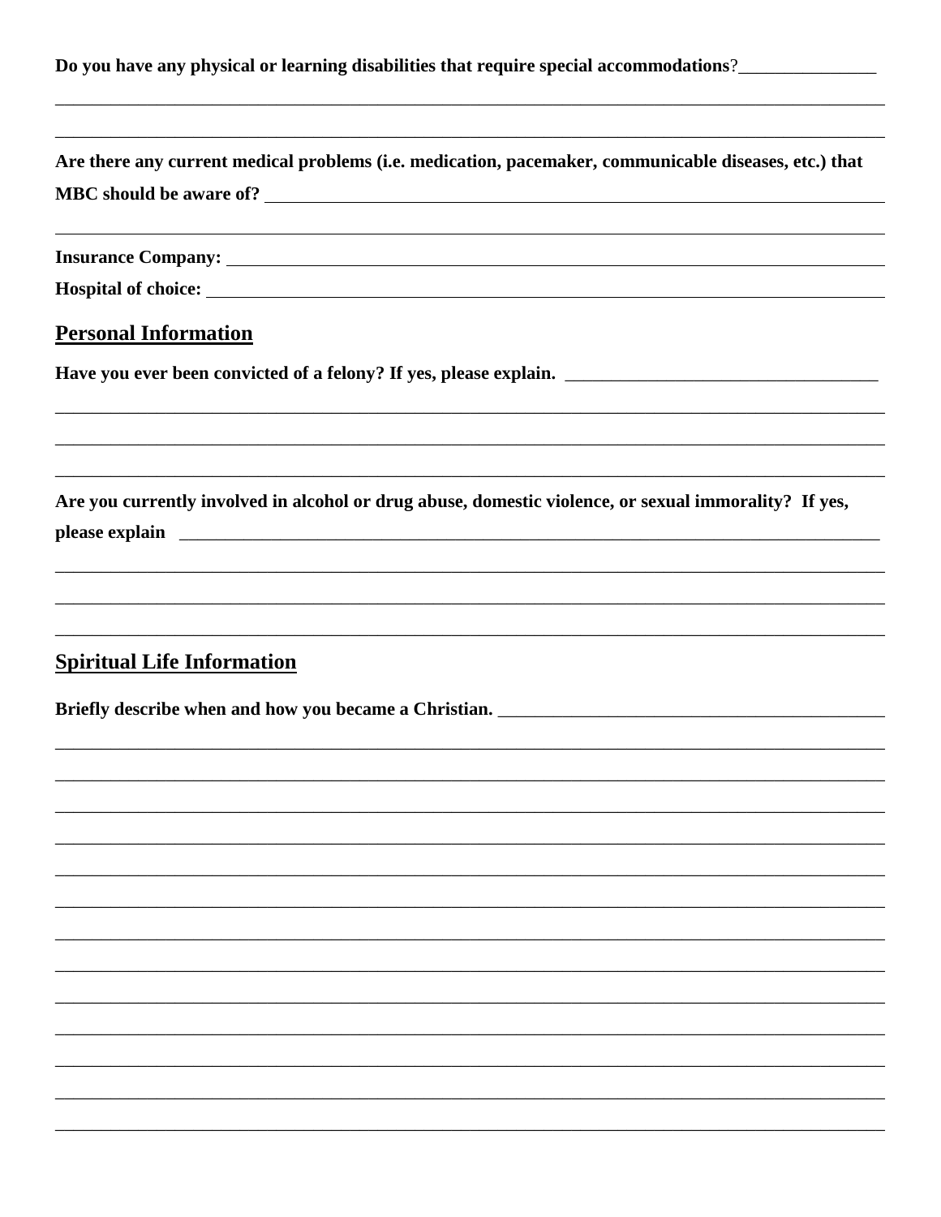**Do you have any physical or learning disabilities that require special accommodations**?_______________

________________________________________________________________________________________________

________________________________________________________________________________________________

**Are there any current medical problems (i.e. medication, pacemaker, communicable diseases, etc.) that MBC should be aware of?** ________________________________________________________________________

________________________________________________________________________________________________

**Insurance Company:** ________________________________________________________________________

**Hospital of choice:** _________________________________________________________________________

## Personal Information

**Have you ever been convicted of a felony? If yes, please explain.** __________________________________

________________________________________________________________________________________________

________________________________________________________________________________________________

________________________________________________________________________________________________

**Are you currently involved in alcohol or drug abuse, domestic violence, or sexual immorality? If yes, please explain** _________________________________________________________________________

________________________________________________________________________________________________

________________________________________________________________________________________________

________________________________________________________________________________________________

## Spiritual Life Information

**Briefly describe when and how you became a Christian.** __________________________________________

________________________________________________________________________________________________

________________________________________________________________________________________________

________________________________________________________________________________________________

________________________________________________________________________________________________

________________________________________________________________________________________________

________________________________________________________________________________________________

________________________________________________________________________________________________

________________________________________________________________________________________________

________________________________________________________________________________________________

________________________________________________________________________________________________

________________________________________________________________________________________________

________________________________________________________________________________________________

________________________________________________________________________________________________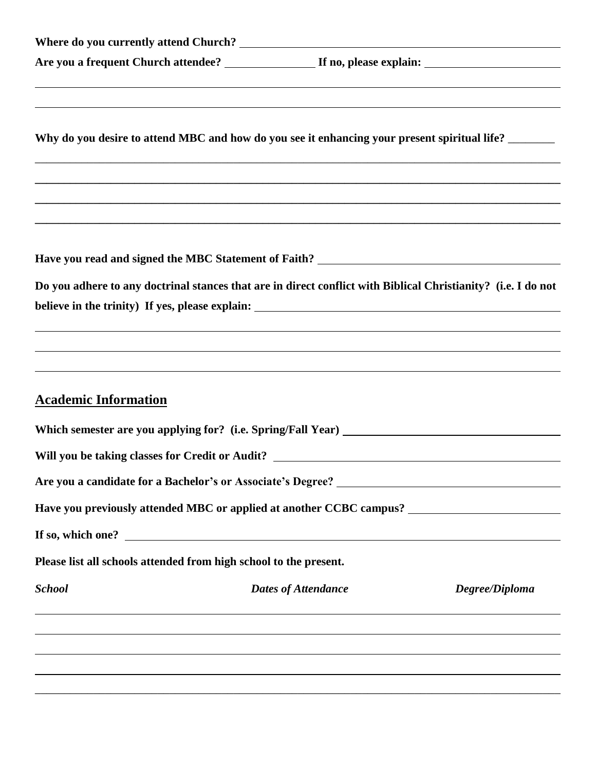**Where do you currently attend Church?** ______________________________

**Are you a frequent Church attendee?** ____________ **If no, please explain:** ____________________

______________________________________________________________________

______________________________________________________________________

**Why do you desire to attend MBC and how do you see it enhancing your present spiritual life?** ________

______________________________________________________________________

______________________________________________________________________

______________________________________________________________________

______________________________________________________________________

**Have you read and signed the MBC Statement of Faith?** ______________________________

**Do you adhere to any doctrinal stances that are in direct conflict with Biblical Christianity? (i.e. I do not believe in the trinity) If yes, please explain:** ______________________________

______________________________________________________________________

______________________________________________________________________

______________________________________________________________________

## Academic Information

**Which semester are you applying for? (i.e. Spring/Fall Year)** ______________________________

**Will you be taking classes for Credit or Audit?** ______________________________

**Are you a candidate for a Bachelor's or Associate's Degree?** ______________________________

**Have you previously attended MBC or applied at another CCBC campus?** ____________________

**If so, which one?** ______________________________

**Please list all schools attended from high school to the present.**

| ***School*** | ***Dates of Attendance*** | ***Degree/Diploma*** |
|---|---|---|
| | | |
| | | |
| | | |
| | | |
| | | |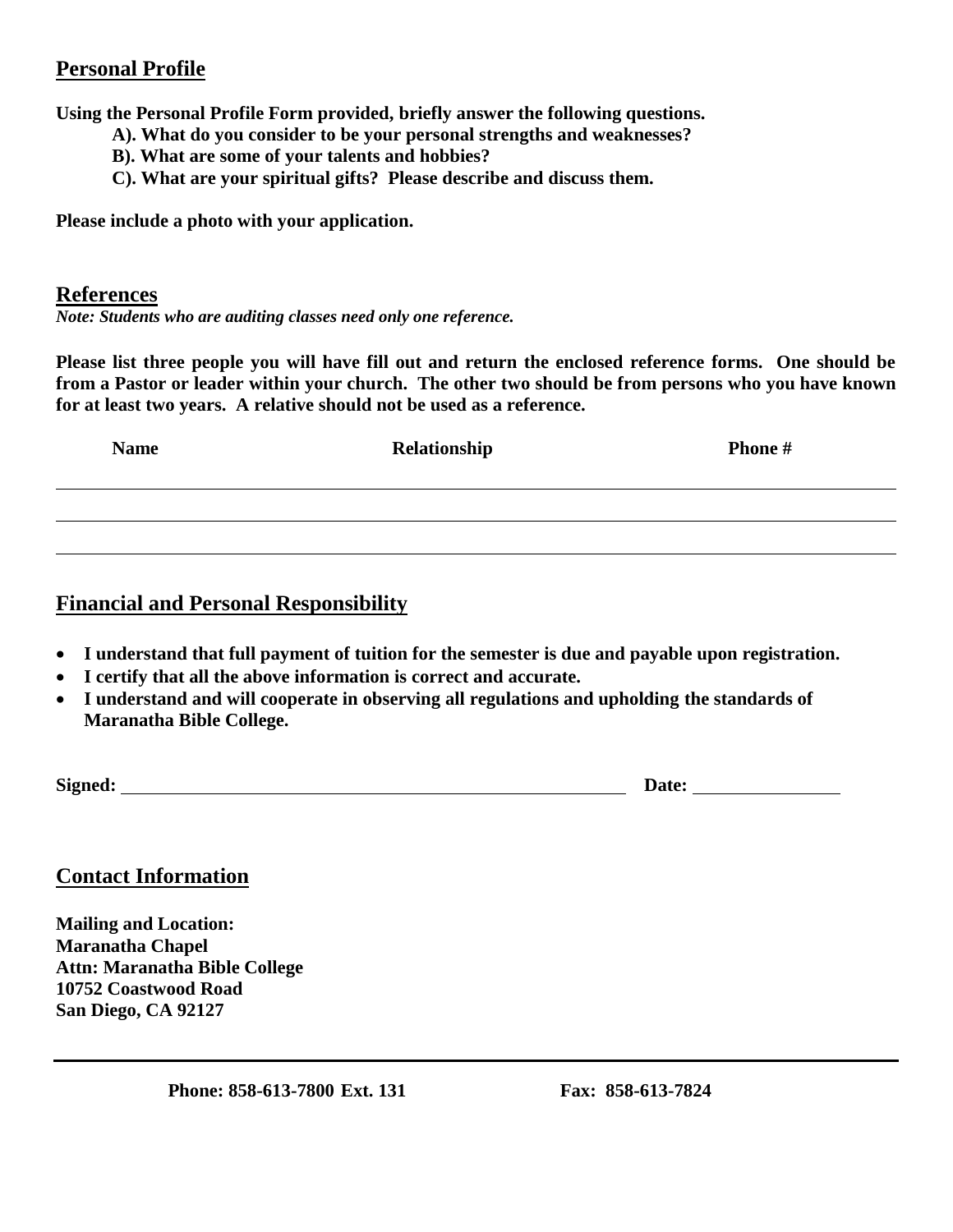## Personal Profile

**Using the Personal Profile Form provided, briefly answer the following questions.**

> **A). What do you consider to be your personal strengths and weaknesses?**
> **B). What are some of your talents and hobbies?**
> **C). What are your spiritual gifts? Please describe and discuss them.**

**Please include a photo with your application.**

## References

***Note: Students who are auditing classes need only one reference.***

**Please list three people you will have fill out and return the enclosed reference forms. One should be from a Pastor or leader within your church. The other two should be from persons who you have known for at least two years. A relative should not be used as a reference.**

| Name | Relationship | Phone # |
| --- | --- | --- |
| | | |
| | | |
| | | |

## Financial and Personal Responsibility

- **I understand that full payment of tuition for the semester is due and payable upon registration.**
- **I certify that all the above information is correct and accurate.**
- **I understand and will cooperate in observing all regulations and upholding the standards of Maranatha Bible College.**

**Signed:** ______________________________________________ **Date:** ______________

## Contact Information

**Mailing and Location:**
**Maranatha Chapel**
**Attn: Maranatha Bible College**
**10752 Coastwood Road**
**San Diego, CA 92127**

---

**Phone: 858-613-7800 Ext. 131** **Fax: 858-613-7824**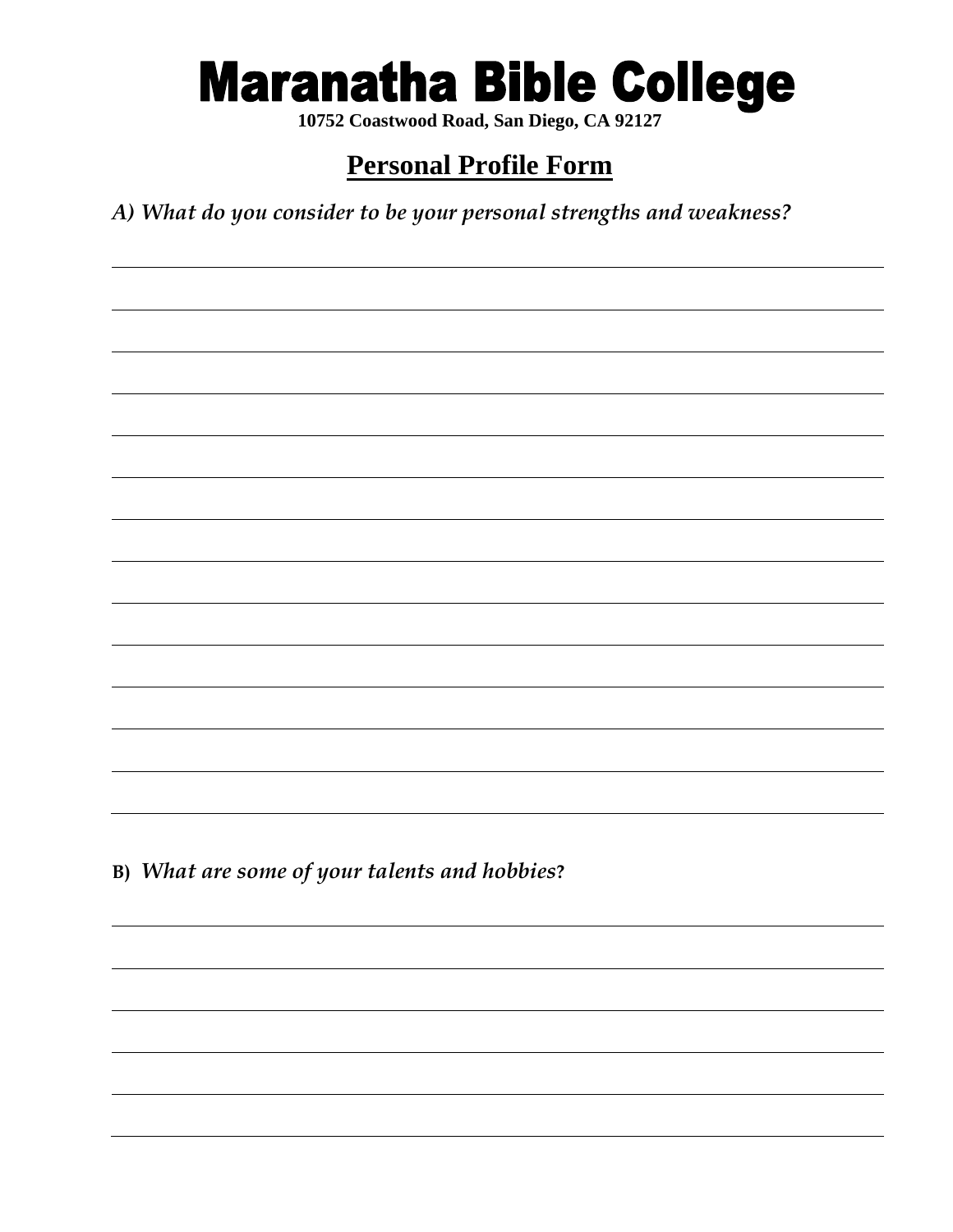# Maranatha Bible College

**10752 Coastwood Road, San Diego, CA 92127**

## Personal Profile Form

*A) What do you consider to be your personal strengths and weakness?*

______________________________________________________________________________

______________________________________________________________________________

______________________________________________________________________________

______________________________________________________________________________

______________________________________________________________________________

______________________________________________________________________________

______________________________________________________________________________

______________________________________________________________________________

______________________________________________________________________________

______________________________________________________________________________

______________________________________________________________________________

______________________________________________________________________________

______________________________________________________________________________

______________________________________________________________________________

**B)** *What are some of your talents and hobbies***?**

______________________________________________________________________________

______________________________________________________________________________

______________________________________________________________________________

______________________________________________________________________________

______________________________________________________________________________

______________________________________________________________________________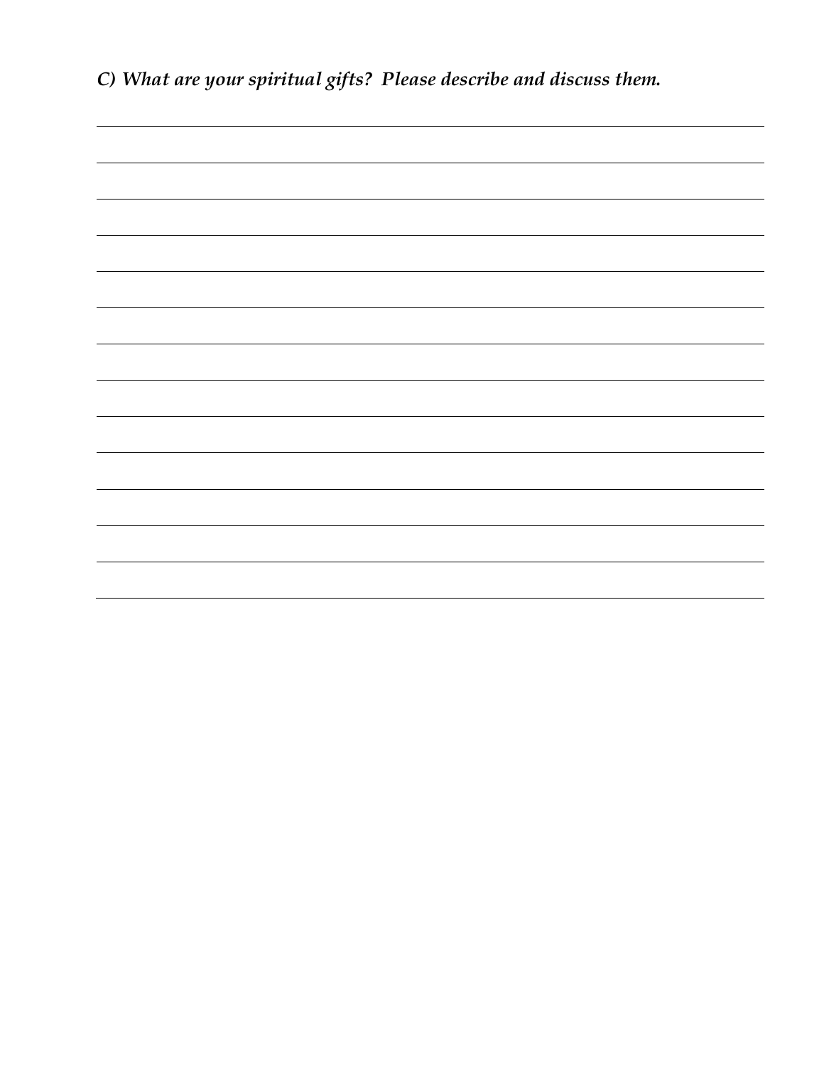***C) What are your spiritual gifts? Please describe and discuss them.***